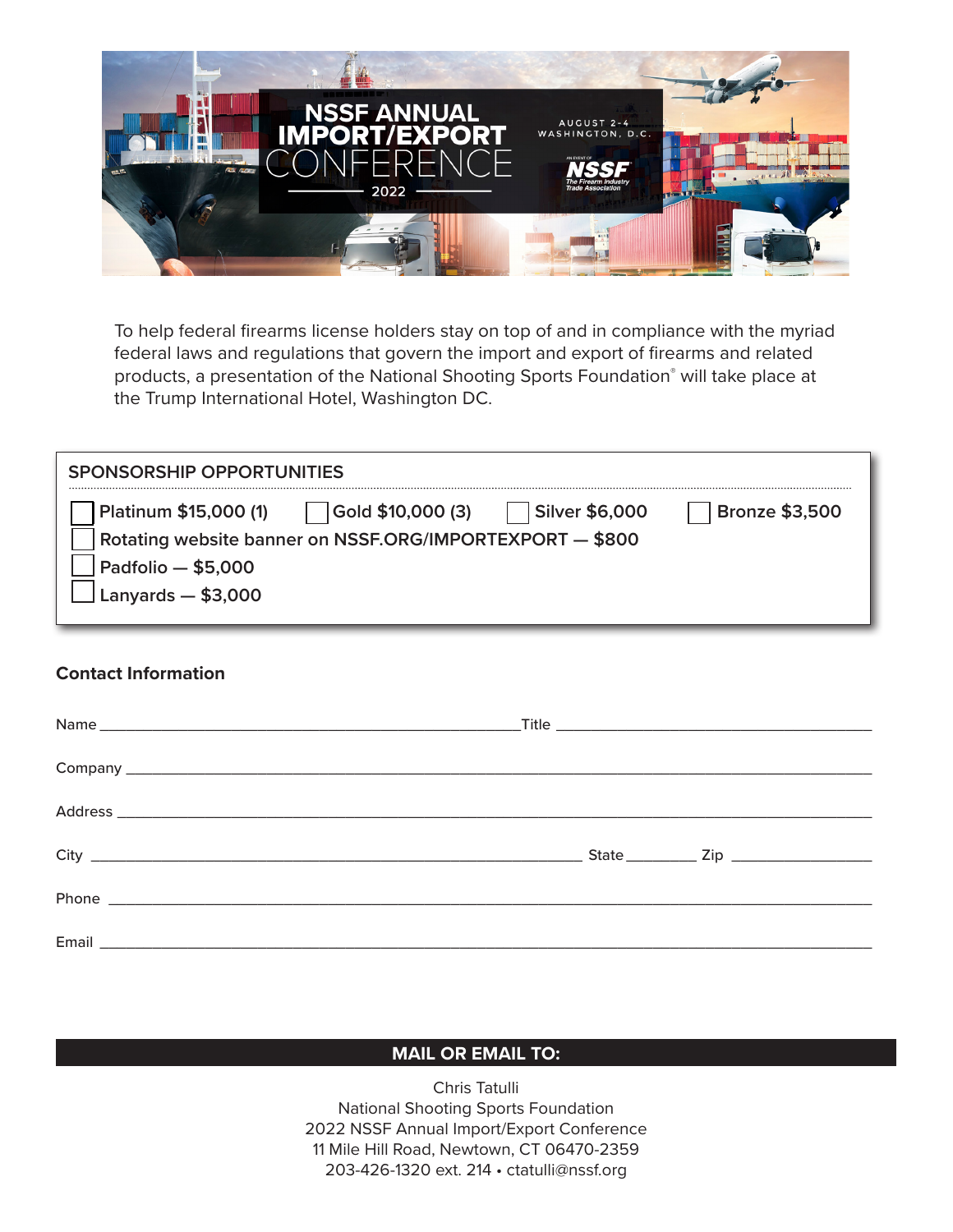# NSSF ANNUAL IMPORT/EXPORT CONFERENCE 2022

AUGUST 2-4
WASHINGTON, D.C.

AN EVENT OF NSSF The Firearm Industry Trade Association

To help federal firearms license holders stay on top of and in compliance with the myriad federal laws and regulations that govern the import and export of firearms and related products, a presentation of the National Shooting Sports Foundation® will take place at the Trump International Hotel, Washington DC.

## SPONSORSHIP OPPORTUNITIES

- [ ] Platinum $15,000 (1)
- [ ] Gold $10,000 (3)
- [ ] Silver $6,000
- [ ] Bronze $3,500
- [ ] Rotating website banner on NSSF.ORG/IMPORTEXPORT — $800
- [ ] Padfolio — $5,000
- [ ] Lanyards — $3,000

## Contact Information

Name ______________________________ Title ______________________________

Company ______________________________

Address ______________________________

City ______________________________ State ________ Zip ______________

Phone ______________________________

Email ______________________________

**MAIL OR EMAIL TO:**

Chris Tatulli
National Shooting Sports Foundation
2022 NSSF Annual Import/Export Conference
11 Mile Hill Road, Newtown, CT 06470-2359
203-426-1320 ext. 214 • ctatulli@nssf.org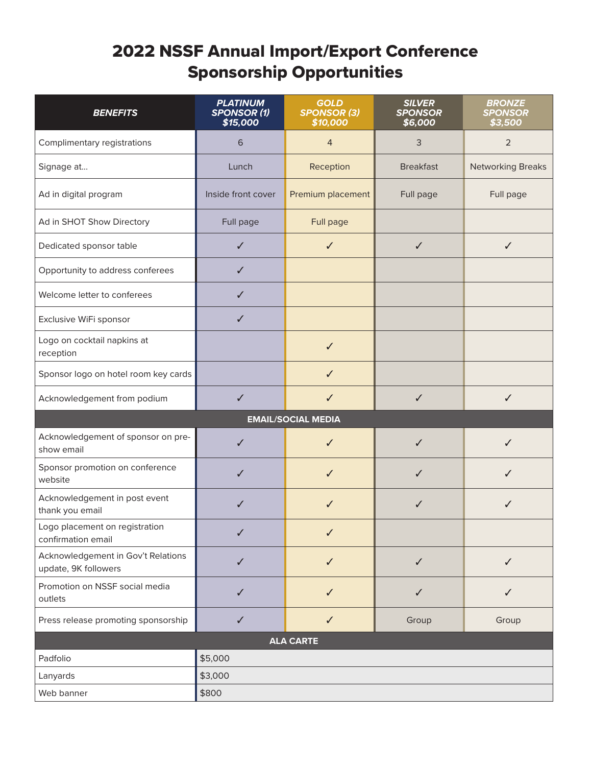# 2022 NSSF Annual Import/Export Conference Sponsorship Opportunities

| *BENEFITS* | *PLATINUM SPONSOR (1) $15,000* | *GOLD SPONSOR (3) $10,000* | *SILVER SPONSOR $6,000* | *BRONZE SPONSOR $3,500* |
|---|---|---|---|---|
| Complimentary registrations | 6 | 4 | 3 | 2 |
| Signage at... | Lunch | Reception | Breakfast | Networking Breaks |
| Ad in digital program | Inside front cover | Premium placement | Full page | Full page |
| Ad in SHOT Show Directory | Full page | Full page | | |
| Dedicated sponsor table | ✓ | ✓ | ✓ | ✓ |
| Opportunity to address conferees | ✓ | | | |
| Welcome letter to conferees | ✓ | | | |
| Exclusive WiFi sponsor | ✓ | | | |
| Logo on cocktail napkins at reception | | ✓ | | |
| Sponsor logo on hotel room key cards | | ✓ | | |
| Acknowledgement from podium | ✓ | ✓ | ✓ | ✓ |
| **EMAIL/SOCIAL MEDIA** | | | | |
| Acknowledgement of sponsor on pre-show email | ✓ | ✓ | ✓ | ✓ |
| Sponsor promotion on conference website | ✓ | ✓ | ✓ | ✓ |
| Acknowledgement in post event thank you email | ✓ | ✓ | ✓ | ✓ |
| Logo placement on registration confirmation email | ✓ | ✓ | | |
| Acknowledgement in Gov't Relations update, 9K followers | ✓ | ✓ | ✓ | ✓ |
| Promotion on NSSF social media outlets | ✓ | ✓ | ✓ | ✓ |
| Press release promoting sponsorship | ✓ | ✓ | Group | Group |
| **ALA CARTE** | | | | |
| Padfolio | $5,000 | | | |
| Lanyards | $3,000 | | | |
| Web banner | $800 | | | |